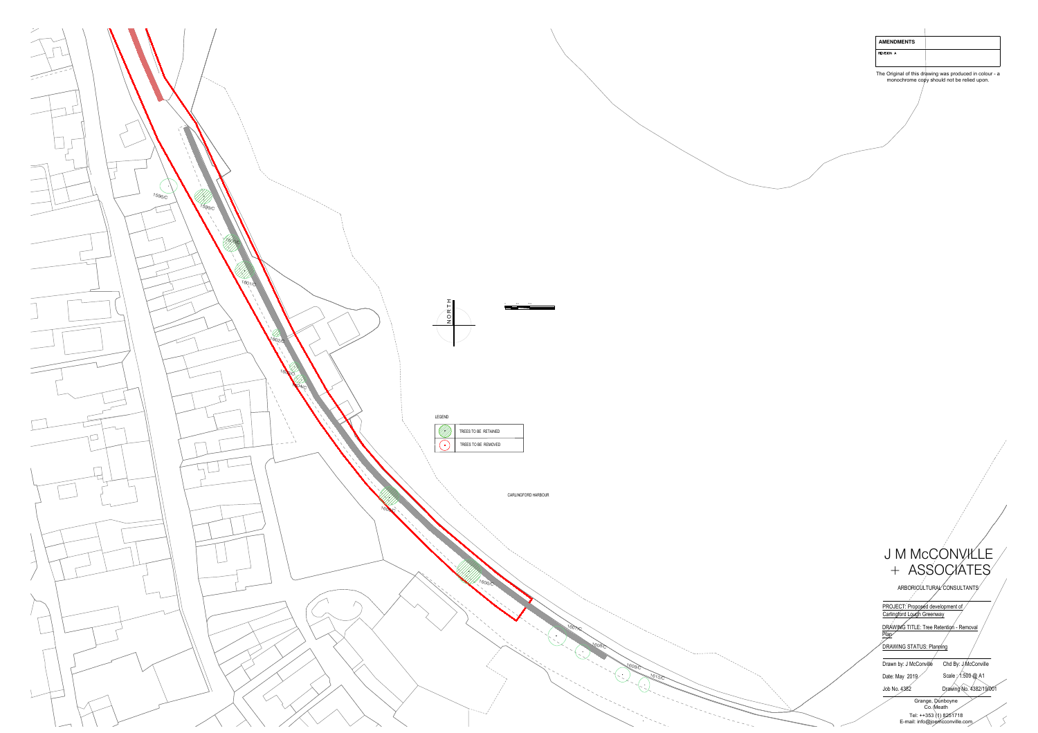**AMENDMENTS**

REVISION A

The Original of this drawing was produced in colour - a monochrome copy should not be relied upon.

NORTH

LEGEND

- TREES TO BE RETAINED
- TREES TO BE REMOVED

CARLINGFORD HARBOUR

1598/C

1599/C

1600/C

1601/C

1602/C

1603/C

1604/C

1605/C

1606/C

1607/C

1608/C

1609/C

1610/C

# J M McCONVILLE + ASSOCIATES

ARBORICULTURAL CONSULTANTS

PROJECT: Proposed development of Carlingford Lough Greenway

DRAWING TITLE: Tree Retention - Removal Plan

DRAWING STATUS: Planning

| | |
|---|---|
| Drawn by: J McConville | Chd By: J McConville |
| Date: May 2019 | Scale : 1:500 @ A1 |
| Job No. 4382 | Drawing No. 4382/19/001 |

Grange, Dunboyne
Co. Meath

Tel: ++353 (1) 8251718
E-mail: info@joemcconville.com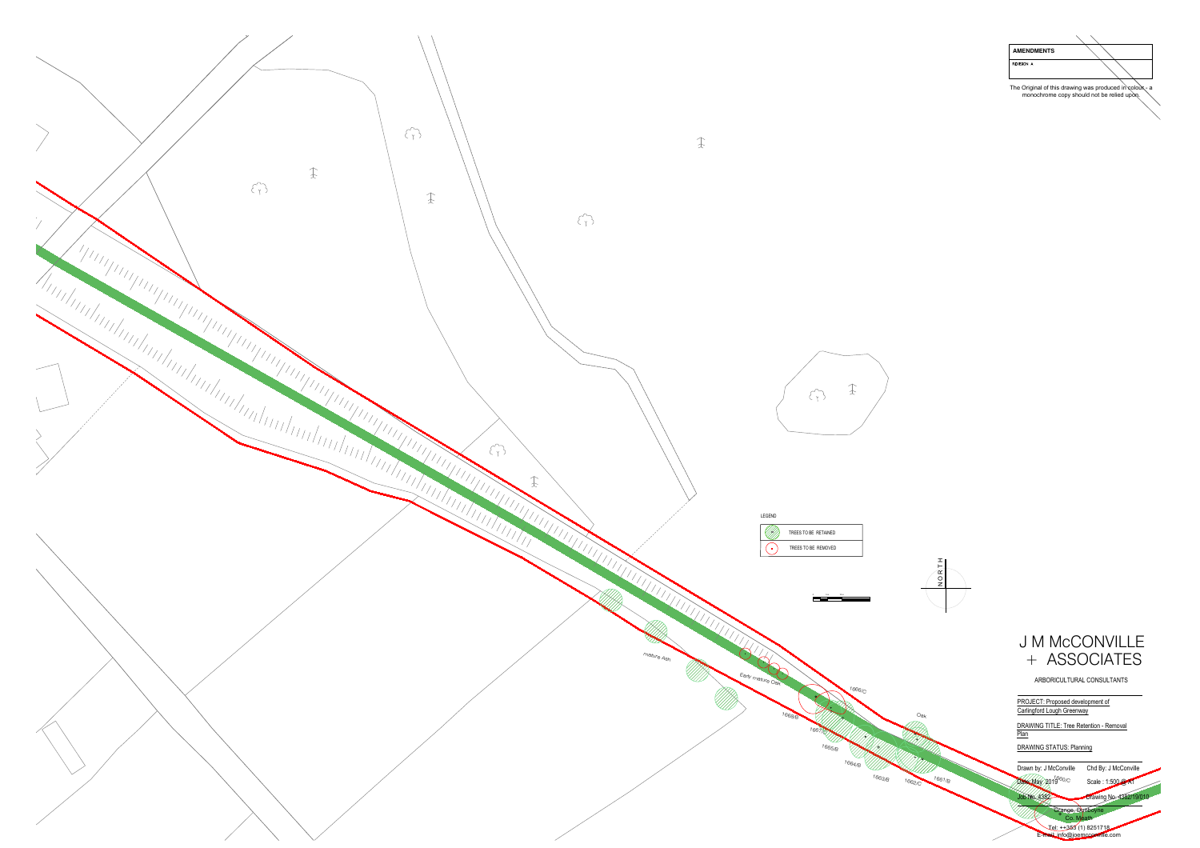**AMENDMENTS**

REVISION A

The Original of this drawing was produced in colour - a monochrome copy should not be relied upon.

LEGEND

| | |
|---|---|
| (green hatched circle) | TREES TO BE RETAINED |
| (red circle) | TREES TO BE REMOVED |

NORTH

mature Ash

Early mature Oak

1666/C

1668/B

1667/B

1665/B

1664/B

1663/B

1662/C

1661/B

Oak

1660/C

# J M McCONVILLE + ASSOCIATES

ARBORICULTURAL CONSULTANTS

PROJECT: Proposed development of Carlingford Lough Greenway

DRAWING TITLE: Tree Retention - Removal Plan

DRAWING STATUS: Planning

| | |
|---|---|
| Drawn by: J McConville | Chd By: J McConville |
| Date: May 2019 | Scale : 1:500 @ A1 |
| Job No. 4382 | Drawing No. 4382/19/010 |

Grange, Dunboyne
Co. Meath

Tel: ++353 (1) 8251718
E-mail: info@joemcconville.com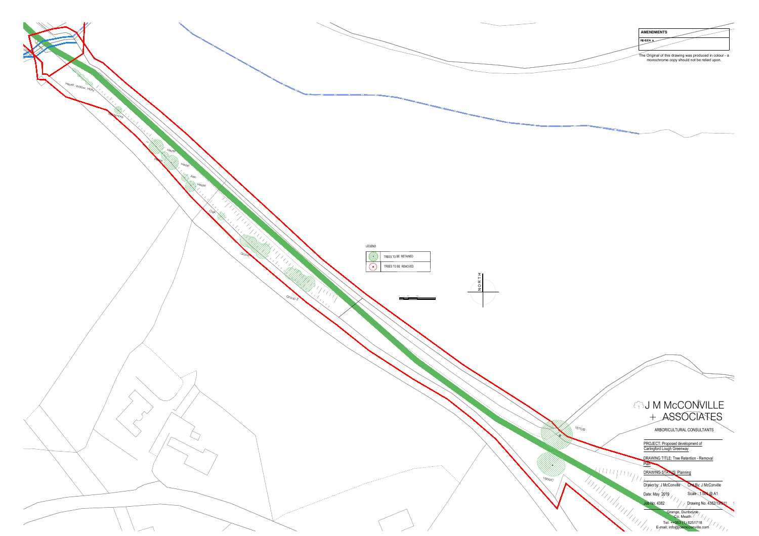**AMENDMENTS**

REVISION A

The Original of this drawing was produced in colour - a monochrome copy should not be relied upon.

Hazel, Willow, Holly

Sycamore

Hazel

Hazel

Hazel

Ash

Hazel

Oak

Group 1

Group 2

1670/B

1669/C

LEGEND

| Symbol | Description |
| --- | --- |
| (green) | TREES TO BE RETAINED |
| (red) | TREES TO BE REMOVED |

NORTH

# J M McCONVILLE + ASSOCIATES

ARBORICULTURAL CONSULTANTS

PROJECT: Proposed development of Carlingford Lough Greenway

DRAWING TITLE: Tree Retention - Removal Plan

DRAWING STATUS: Planning

Drawn by: J McConville | Chd By: J McConville

Date: May 2019 | Scale: 1:500 @ A1

Job No. 4382 | Drawing No. 4382/19/011

Grange, Dunboyne
Co. Meath

Tel: +353 (1) 8251718
E-mail: info@jcmcconville.com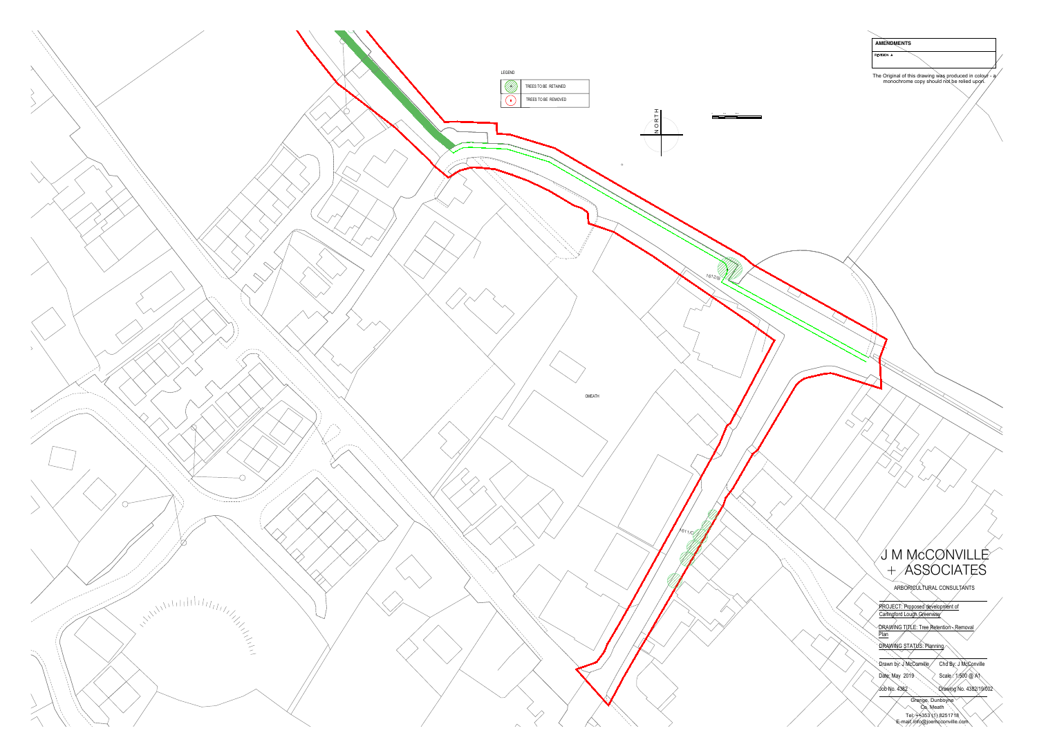**AMENDMENTS**

Revision A

The Original of this drawing was produced in colour - a monochrome copy should not be relied upon.

LEGEND

| | |
|---|---|
| (symbol) | TREES TO BE RETAINED |
| (symbol) | TREES TO BE REMOVED |

NORTH

OMEATH

T612/B

T611/C

# J M McCONVILLE + ASSOCIATES

ARBORICULTURAL CONSULTANTS

PROJECT: Proposed development of Carlingford Lough Greenway

DRAWING TITLE: Tree Retention - Removal Plan

DRAWING STATUS: Planning

| | |
|---|---|
| Drawn by: J McConville | Chd By: J McConville |
| Date: May 2019 | Scale: 1:500 @ A1 |
| Job No. 4382 | Drawing No. 4382/19/002 |

Grange, Dunboyne
Co. Meath
Tel: ++353 (1) 8251718
E-mail: info@joemcconville.com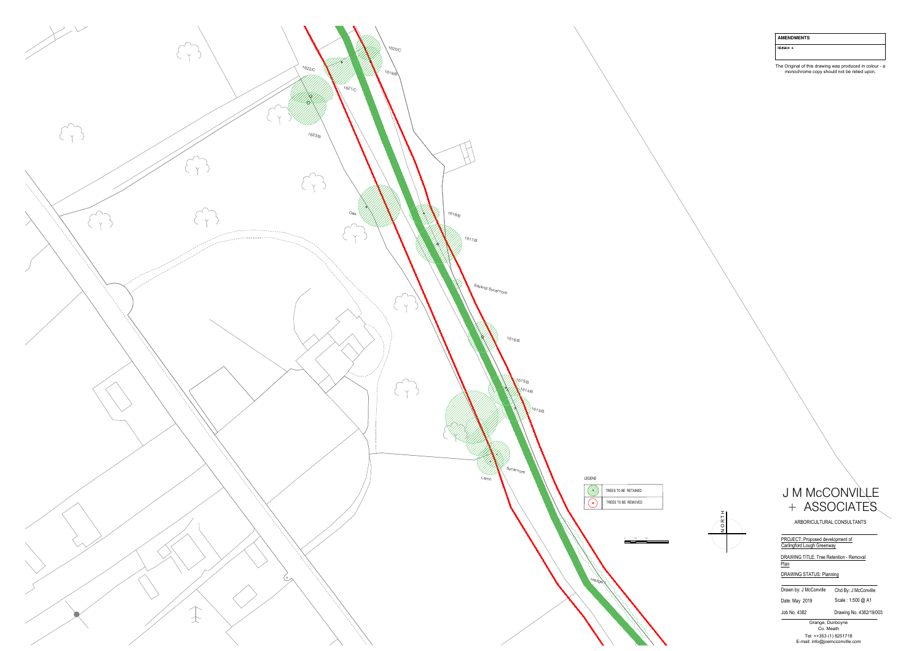**AMENDMENTS**

REVISION A

The Original of this drawing was produced in colour - a monochrome copy should not be relied upon.

1620/C

1622/C

1619/B

1621/C

1623/B

Oak

1618/B

1617/B

Sapling Sycamore

1616/B

1615/B

1614/B

1613/B

Sycamore

Larch

Hedge

LEGEND

| | |
|---|---|
| | TREES TO BE RETAINED |
| | TREES TO BE REMOVED |

NORTH

# J M McCONVILLE + ASSOCIATES

ARBORICULTURAL CONSULTANTS

PROJECT: Proposed development of Carlingford Lough Greenway

DRAWING TITLE: Tree Retention - Removal Plan

DRAWING STATUS: Planning

| | |
|---|---|
| Drawn by: J McConville | Chd By: J McConville |
| Date: May 2019 | Scale : 1:500 @ A1 |
| Job No. 4382 | Drawing No. 4382/19/003 |

Grange, Dunboyne
Co. Meath
Tel: ++353 (1) 8251718
E-mail: info@joemcconville.com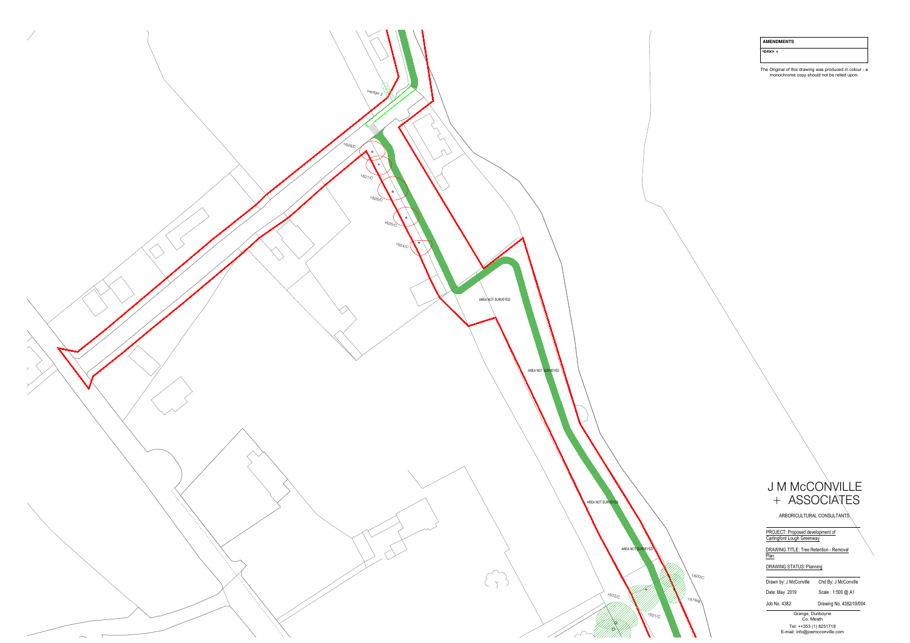Hedge 2

1628/C

1627/C

1626/C

1625/C

1624/U

AREA NOT SURVEYED

AREA NOT SURVEYED

AREA NOT SURVEYED

AREA NOT SURVEYED

1620/C

1622/C

1619/B

1621/C

**AMENDMENTS**

REVISION A

The Original of this drawing was produced in colour - a monochrome copy should not be relied upon.

# J M McCONVILLE + ASSOCIATES

ARBORICULTURAL CONSULTANTS

PROJECT: Proposed development of Carlingford Lough Greenway

DRAWING TITLE: Tree Retention - Removal Plan

DRAWING STATUS: Planning

| | |
|---|---|
| Drawn by: J McConville | Chd By: J McConville |
| Date: May 2019 | Scale : 1:500 @ A1 |
| Job No. 4382 | Drawing No. 4382/19/004 |

Grange, Dunboyne
Co. Meath

Tel: ++353 (1) 8251718
E-mail: info@joemcconville.com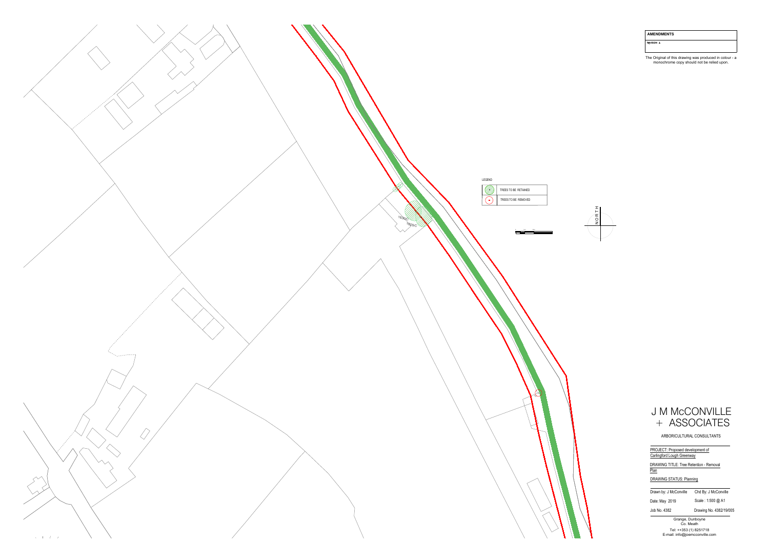**AMENDMENTS**

REVISION A

The Original of this drawing was produced in colour - a monochrome copy should not be relied upon.

LEGEND

| | |
|---|---|
| | TREES TO BE RETAINED |
| | TREES TO BE REMOVED |

1630,C

1629,C

NORTH

# J M McCONVILLE + ASSOCIATES

ARBORICULTURAL CONSULTANTS

PROJECT: Proposed development of Carlingford Lough Greenway

DRAWING TITLE: Tree Retention - Removal Plan

DRAWING STATUS: Planning

| | |
|---|---|
| Drawn by: J McConville | Chd By: J McConville |
| Date: May 2019 | Scale : 1:500 @ A1 |
| Job No. 4382 | Drawing No. 4382/19/005 |

Grange, Dunboyne
Co. Meath
Tel: ++353 (1) 8251718
E-mail: info@jcemcconville.com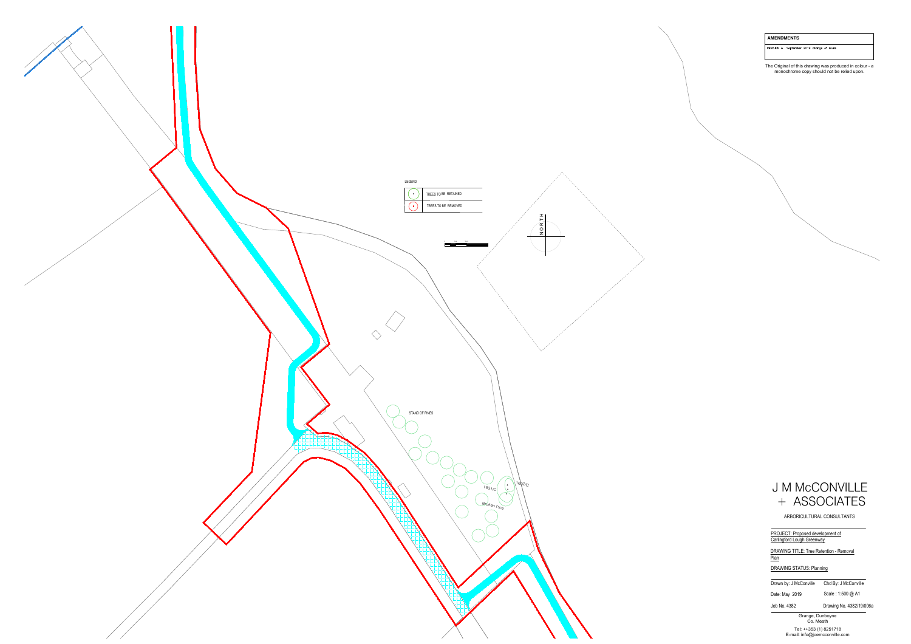**AMENDMENTS**

REVISION A September 2019 change of route

The Original of this drawing was produced in colour - a monochrome copy should not be relied upon.

LEGEND

| | |
|---|---|
| (green circle) | TREES TO BE RETAINED |
| (red circle) | TREES TO BE REMOVED |

NORTH

STAND OF PINES

1631/C

1632/C

Broken Pine

# J M McCONVILLE + ASSOCIATES

ARBORICULTURAL CONSULTANTS

PROJECT: Proposed development of Carlingford Lough Greenway

DRAWING TITLE: Tree Retention - Removal Plan

DRAWING STATUS: Planning

| | |
|---|---|
| Drawn by: J McConville | Chd By: J McConville |
| Date: May 2019 | Scale : 1:500 @ A1 |
| Job No. 4382 | Drawing No. 4382/19/006a |

Grange, Dunboyne
Co. Meath

Tel: ++353 (1) 8251718
E-mail: info@joemcconville.com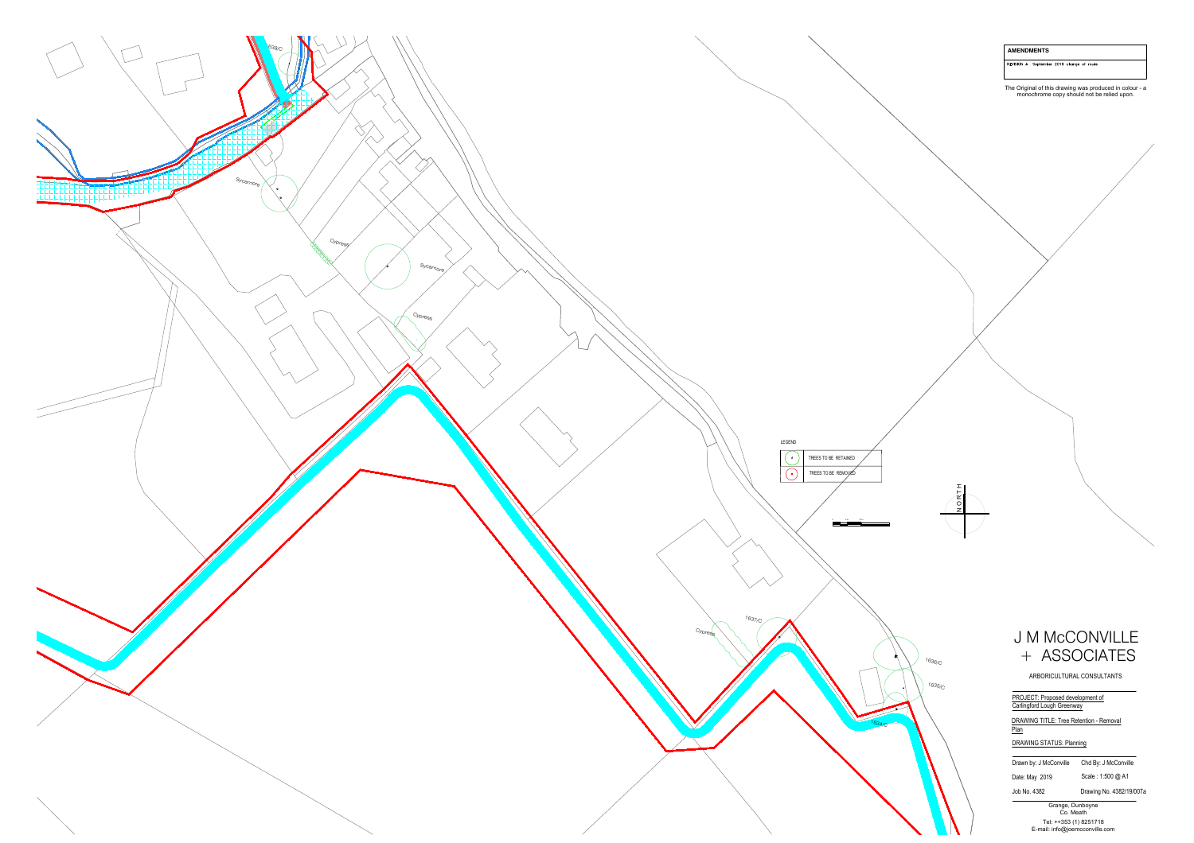**AMENDMENTS**

REVISION A September 2019 change of route

The Original of this drawing was produced in colour - a monochrome copy should not be relied upon.

LEGEND

| | |
|---|---|
| (green circle) | TREES TO BE RETAINED |
| (red circle) | TREES TO BE REMOVED |

NORTH

Sycamore

Cypress

Sycamore

Cypress

Cypress

1637/C

1636/C

1635/C

1634/C

1638/C

# J M McCONVILLE + ASSOCIATES

ARBORICULTURAL CONSULTANTS

PROJECT: Proposed development of Carlingford Lough Greenway

DRAWING TITLE: Tree Retention - Removal Plan

DRAWING STATUS: Planning

| | |
|---|---|
| Drawn by: J McConville | Chd By: J McConville |
| Date: May 2019 | Scale : 1:500 @ A1 |
| Job No. 4382 | Drawing No. 4382/19/007a |

Grange, Dunboyne
Co. Meath

Tel: ++353 (1) 8251718
E-mail: info@joemcconville.com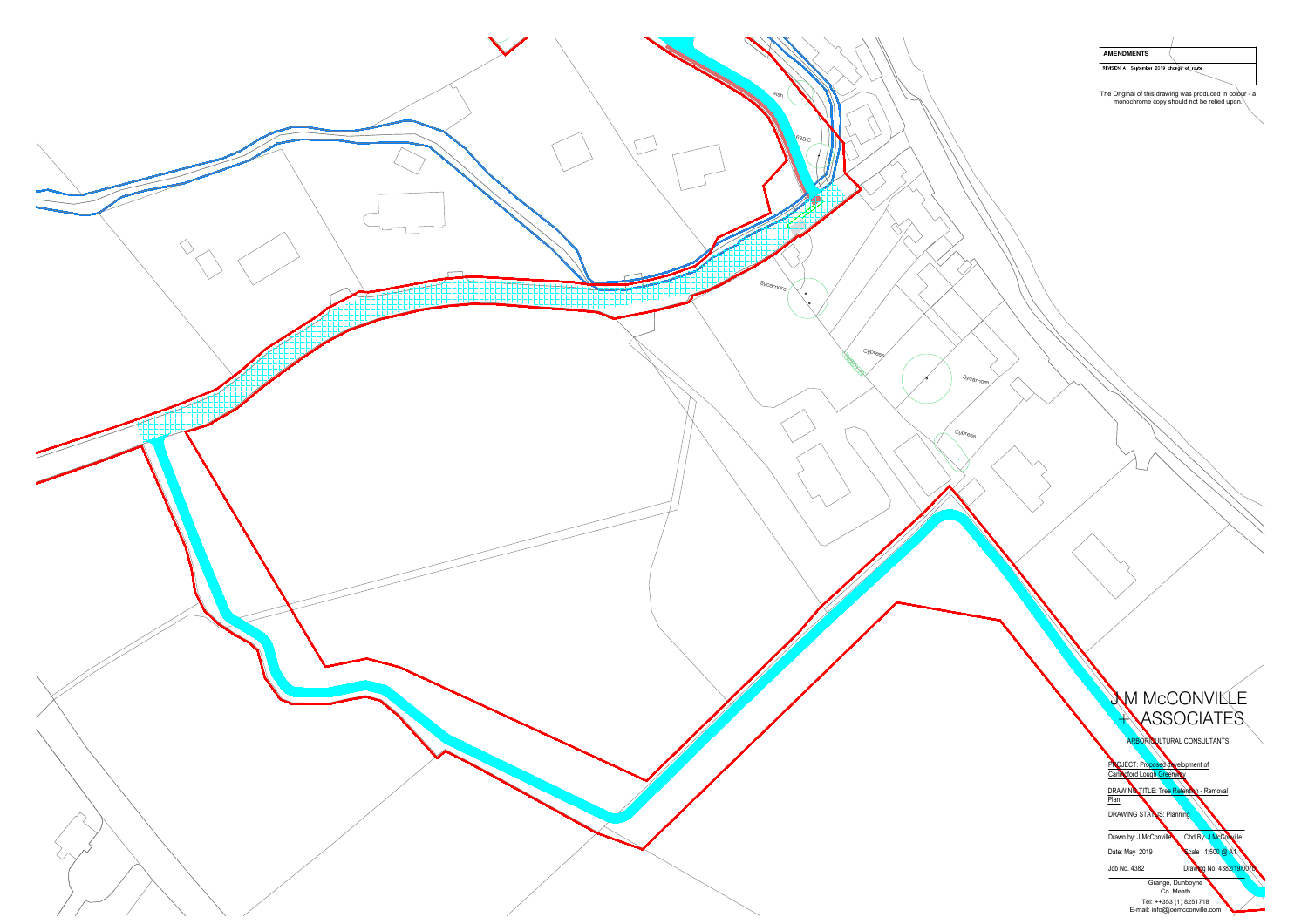**AMENDMENTS**

REVISION A: September 2019 change of route

The Original of this drawing was produced in colour - a monochrome copy should not be relied upon.

Ash

638/C

Sycamore

Cypress

Sycamore

Cypress

# J M McCONVILLE + ASSOCIATES

ARBORICULTURAL CONSULTANTS

PROJECT: Proposed development of Carlingford Lough Greenway

DRAWING TITLE: Tree Retention - Removal Plan

DRAWING STATUS: Planning

| Drawn by: J McConville | Chd By: J McConville |
|---|---|
| Date: May 2019 | Scale : 1:500 @ A1 |
| Job No. 4382 | Drawing No. 4382/19/007b |

Grange, Dunboyne
Co. Meath
Tel: ++353 (1) 8251718
E-mail: info@joemcconville.com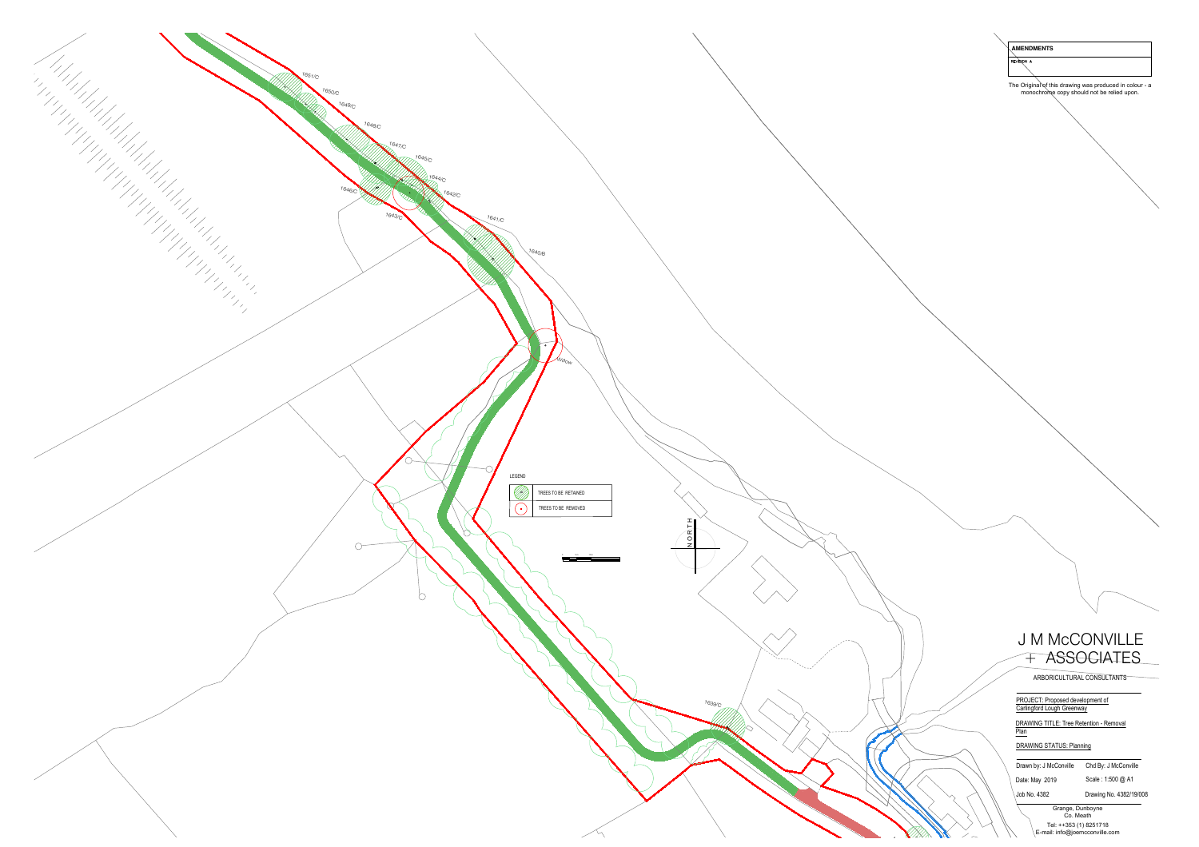| AMENDMENTS |
| --- |
| REVISION A |

The Original of this drawing was produced in colour - a monochrome copy should not be relied upon.

1651/C

1650/C

1649/C

1648/C

1647/C

1645/C

1644/C

1646/C

1642/C

1643/C

1641/C

1640/B

Willow

1639/C

LEGEND

| | |
| --- | --- |
| | TREES TO BE RETAINED |
| | TREES TO BE REMOVED |

NORTH

# J M McCONVILLE + ASSOCIATES

ARBORICULTURAL CONSULTANTS

PROJECT: Proposed development of Carlingford Lough Greenway

DRAWING TITLE: Tree Retention - Removal Plan

DRAWING STATUS: Planning

| | |
| --- | --- |
| Drawn by: J McConville | Chd By: J McConville |
| Date: May 2019 | Scale : 1:500 @ A1 |
| Job No. 4382 | Drawing No. 4382/19/008 |

Grange, Dunboyne
Co. Meath

Tel: ++353 (1) 8251718
E-mail: info@joemcconville.com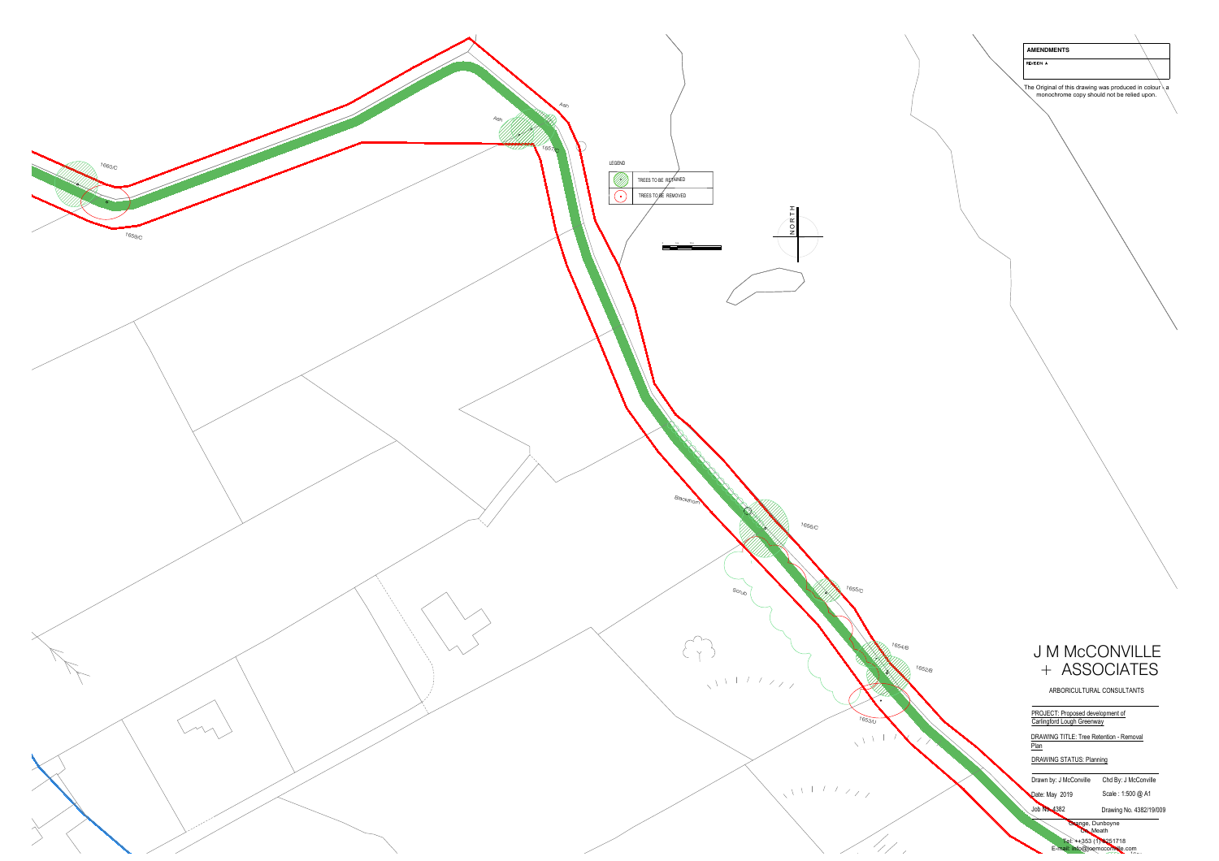AMENDMENTS

REVISION A

The Original of this drawing was produced in colour - a monochrome copy should not be relied upon.

LEGEND

| | |
|---|---|
| | TREES TO BE RETAINED |
| | TREES TO BE REMOVED |

NORTH

1660/C

1659/C

Ash

Ash

1657/B

Blackthorn

1656/C

Scrub

1655/C

1654/B

1652/B

1653/U

# J M McCONVILLE + ASSOCIATES

ARBORICULTURAL CONSULTANTS

PROJECT: Proposed development of Carlingford Lough Greenway

DRAWING TITLE: Tree Retention - Removal Plan

DRAWING STATUS: Planning

| | |
|---|---|
| Drawn by: J McConville | Chd By: J McConville |
| Date: May 2019 | Scale : 1:500 @ A1 |
| Job No. 4382 | Drawing No. 4382/19/009 |

Grange, Dunboyne
Co. Meath

Tel: ++353 (1) 8251718
E-mail: info@joemcconville.com